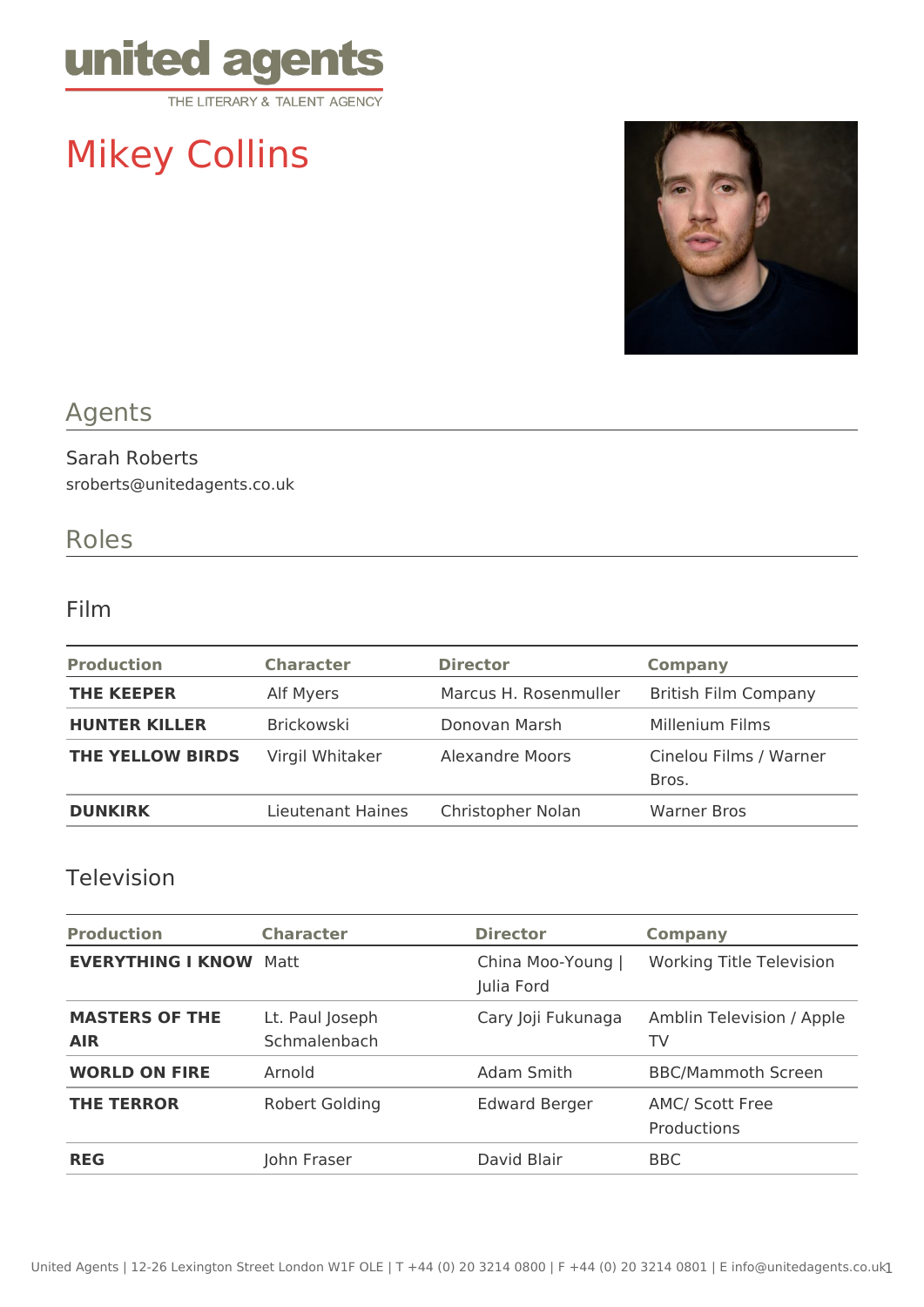united agents
THE LITERARY & TALENT AGENCY

# Mikey Collins

## Agents

Sarah Roberts
sroberts@unitedagents.co.uk

## Roles

### Film

| Production | Character | Director | Company |
| --- | --- | --- | --- |
| **THE KEEPER** | Alf Myers | Marcus H. Rosenmuller | British Film Company |
| **HUNTER KILLER** | Brickowski | Donovan Marsh | Millenium Films |
| **THE YELLOW BIRDS** | Virgil Whitaker | Alexandre Moors | Cinelou Films / Warner Bros. |
| **DUNKIRK** | Lieutenant Haines | Christopher Nolan | Warner Bros |

### Television

| Production | Character | Director | Company |
| --- | --- | --- | --- |
| **EVERYTHING I KNOW** | Matt | China Moo-Young \| Julia Ford | Working Title Television |
| **MASTERS OF THE AIR** | Lt. Paul Joseph Schmalenbach | Cary Joji Fukunaga | Amblin Television / Apple TV |
| **WORLD ON FIRE** | Arnold | Adam Smith | BBC/Mammoth Screen |
| **THE TERROR** | Robert Golding | Edward Berger | AMC/ Scott Free Productions |
| **REG** | John Fraser | David Blair | BBC |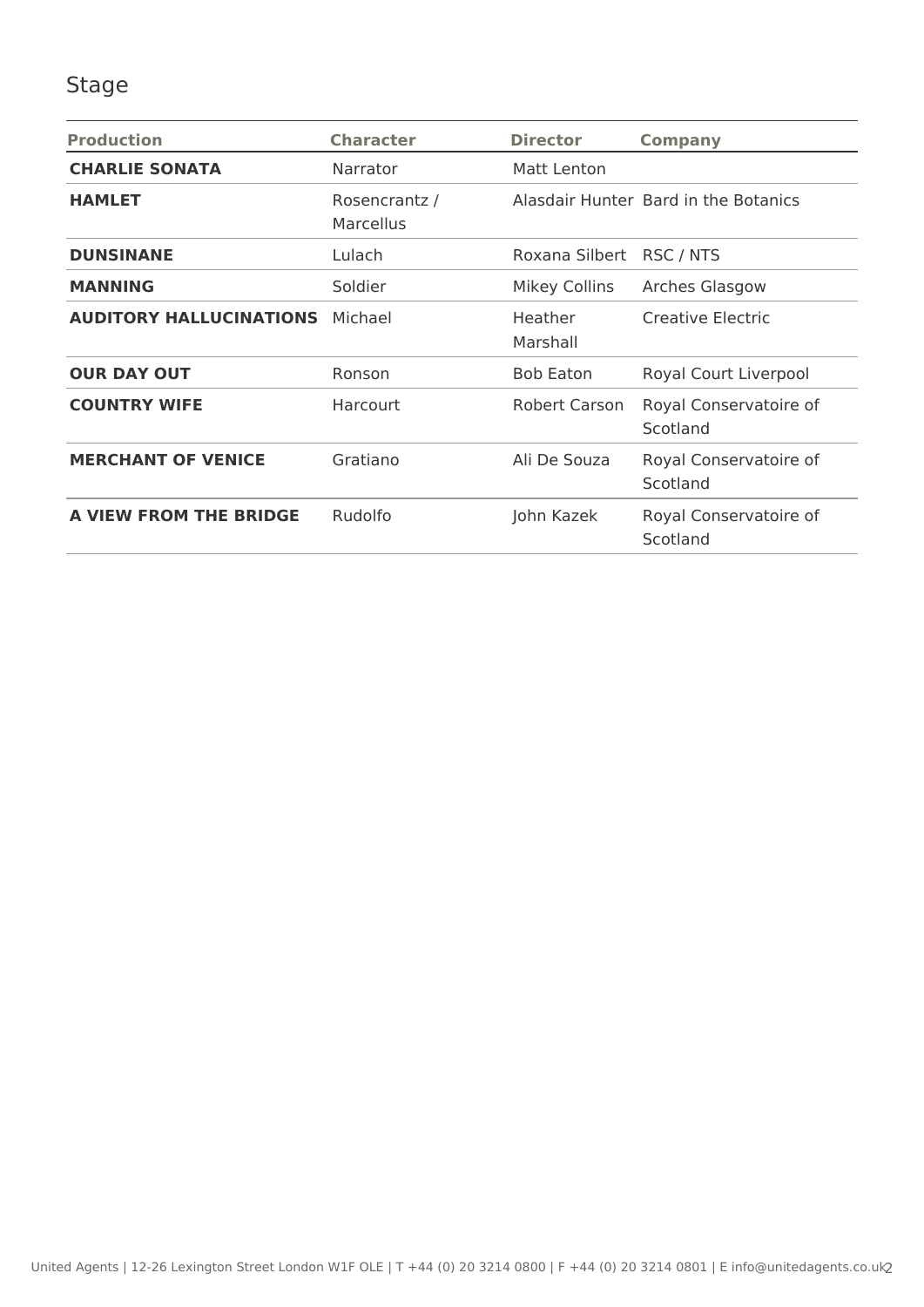## Stage

| Production | Character | Director | Company |
|---|---|---|---|
| **CHARLIE SONATA** | Narrator | Matt Lenton | |
| **HAMLET** | Rosencrantz / Marcellus | Alasdair Hunter | Bard in the Botanics |
| **DUNSINANE** | Lulach | Roxana Silbert | RSC / NTS |
| **MANNING** | Soldier | Mikey Collins | Arches Glasgow |
| **AUDITORY HALLUCINATIONS** | Michael | Heather Marshall | Creative Electric |
| **OUR DAY OUT** | Ronson | Bob Eaton | Royal Court Liverpool |
| **COUNTRY WIFE** | Harcourt | Robert Carson | Royal Conservatoire of Scotland |
| **MERCHANT OF VENICE** | Gratiano | Ali De Souza | Royal Conservatoire of Scotland |
| **A VIEW FROM THE BRIDGE** | Rudolfo | John Kazek | Royal Conservatoire of Scotland |